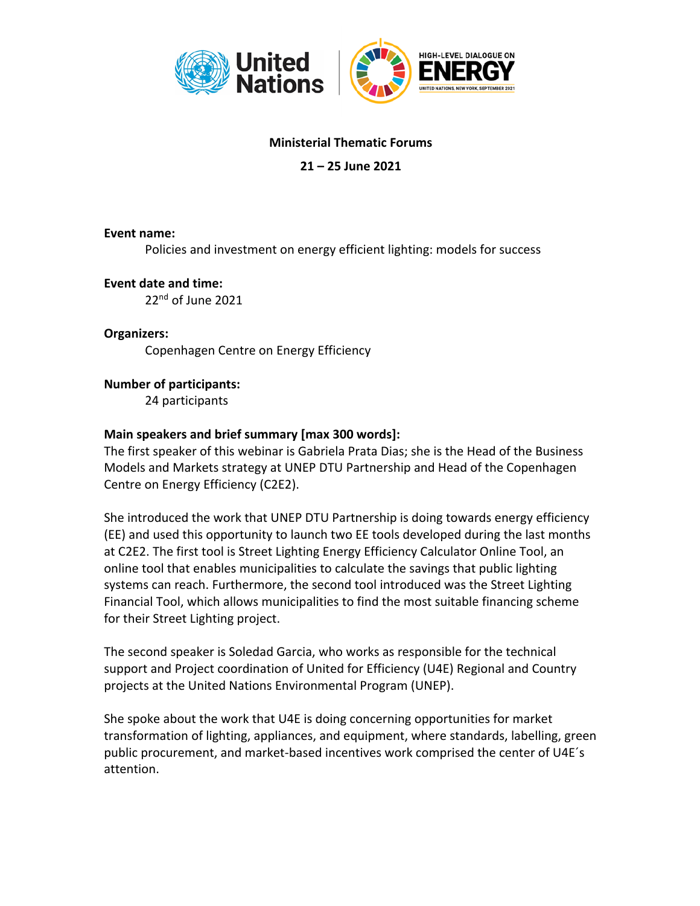**Ministerial Thematic Forums**

**21 – 25 June 2021**

**Event name:**

Policies and investment on energy efficient lighting: models for success

**Event date and time:**

22nd of June 2021

**Organizers:**

Copenhagen Centre on Energy Efficiency

**Number of participants:**

24 participants

**Main speakers and brief summary [max 300 words]:**

The first speaker of this webinar is Gabriela Prata Dias; she is the Head of the Business Models and Markets strategy at UNEP DTU Partnership and Head of the Copenhagen Centre on Energy Efficiency (C2E2).

She introduced the work that UNEP DTU Partnership is doing towards energy efficiency (EE) and used this opportunity to launch two EE tools developed during the last months at C2E2. The first tool is Street Lighting Energy Efficiency Calculator Online Tool, an online tool that enables municipalities to calculate the savings that public lighting systems can reach. Furthermore, the second tool introduced was the Street Lighting Financial Tool, which allows municipalities to find the most suitable financing scheme for their Street Lighting project.

The second speaker is Soledad Garcia, who works as responsible for the technical support and Project coordination of United for Efficiency (U4E) Regional and Country projects at the United Nations Environmental Program (UNEP).

She spoke about the work that U4E is doing concerning opportunities for market transformation of lighting, appliances, and equipment, where standards, labelling, green public procurement, and market-based incentives work comprised the center of U4E´s attention.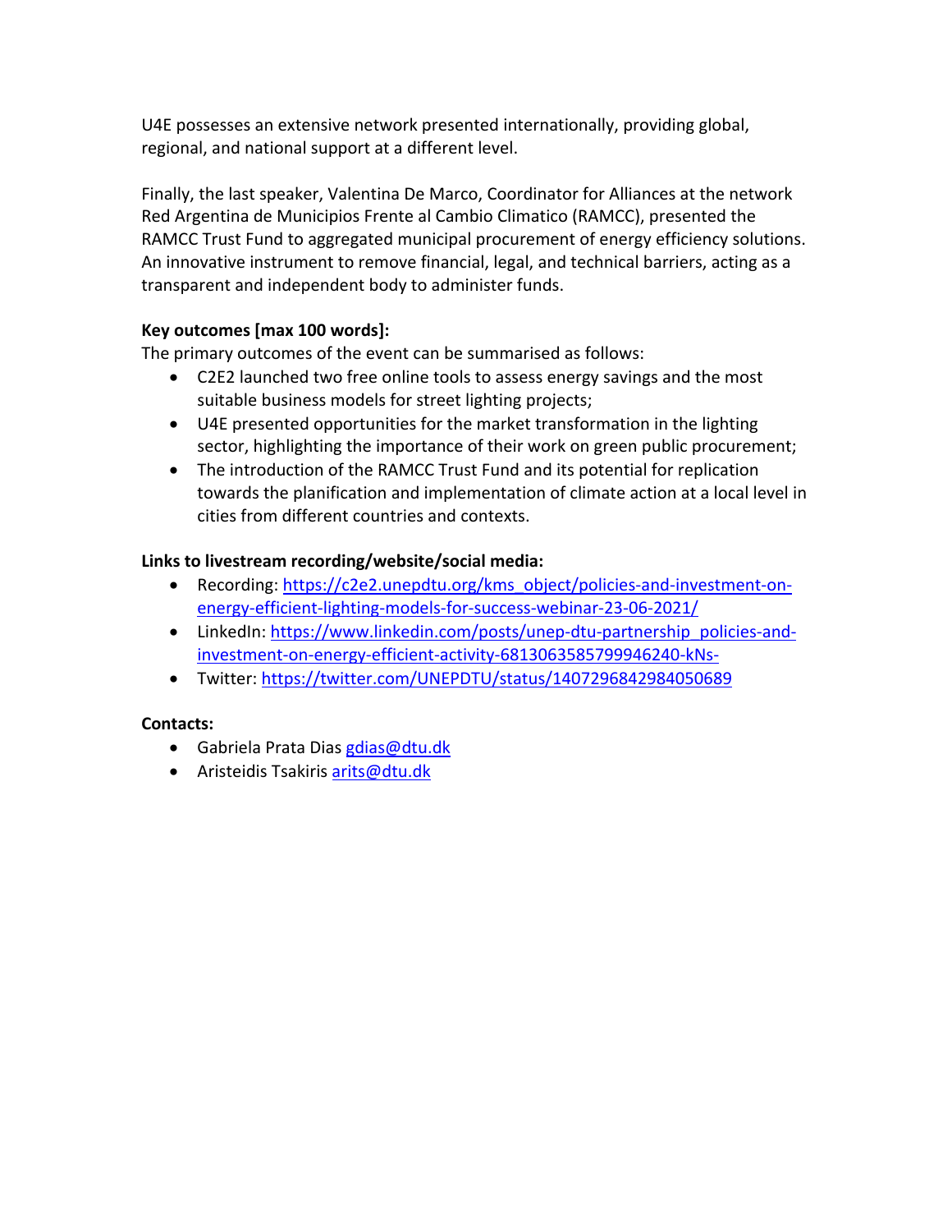U4E possesses an extensive network presented internationally, providing global, regional, and national support at a different level.

Finally, the last speaker, Valentina De Marco, Coordinator for Alliances at the network Red Argentina de Municipios Frente al Cambio Climatico (RAMCC), presented the RAMCC Trust Fund to aggregated municipal procurement of energy efficiency solutions. An innovative instrument to remove financial, legal, and technical barriers, acting as a transparent and independent body to administer funds.

**Key outcomes [max 100 words]:**

The primary outcomes of the event can be summarised as follows:

- C2E2 launched two free online tools to assess energy savings and the most suitable business models for street lighting projects;
- U4E presented opportunities for the market transformation in the lighting sector, highlighting the importance of their work on green public procurement;
- The introduction of the RAMCC Trust Fund and its potential for replication towards the planification and implementation of climate action at a local level in cities from different countries and contexts.

**Links to livestream recording/website/social media:**

- Recording: https://c2e2.unepdtu.org/kms_object/policies-and-investment-on-energy-efficient-lighting-models-for-success-webinar-23-06-2021/
- LinkedIn: https://www.linkedin.com/posts/unep-dtu-partnership_policies-and-investment-on-energy-efficient-activity-6813063585799946240-kNs-
- Twitter: https://twitter.com/UNEPDTU/status/1407296842984050689

**Contacts:**

- Gabriela Prata Dias gdias@dtu.dk
- Aristeidis Tsakiris arits@dtu.dk